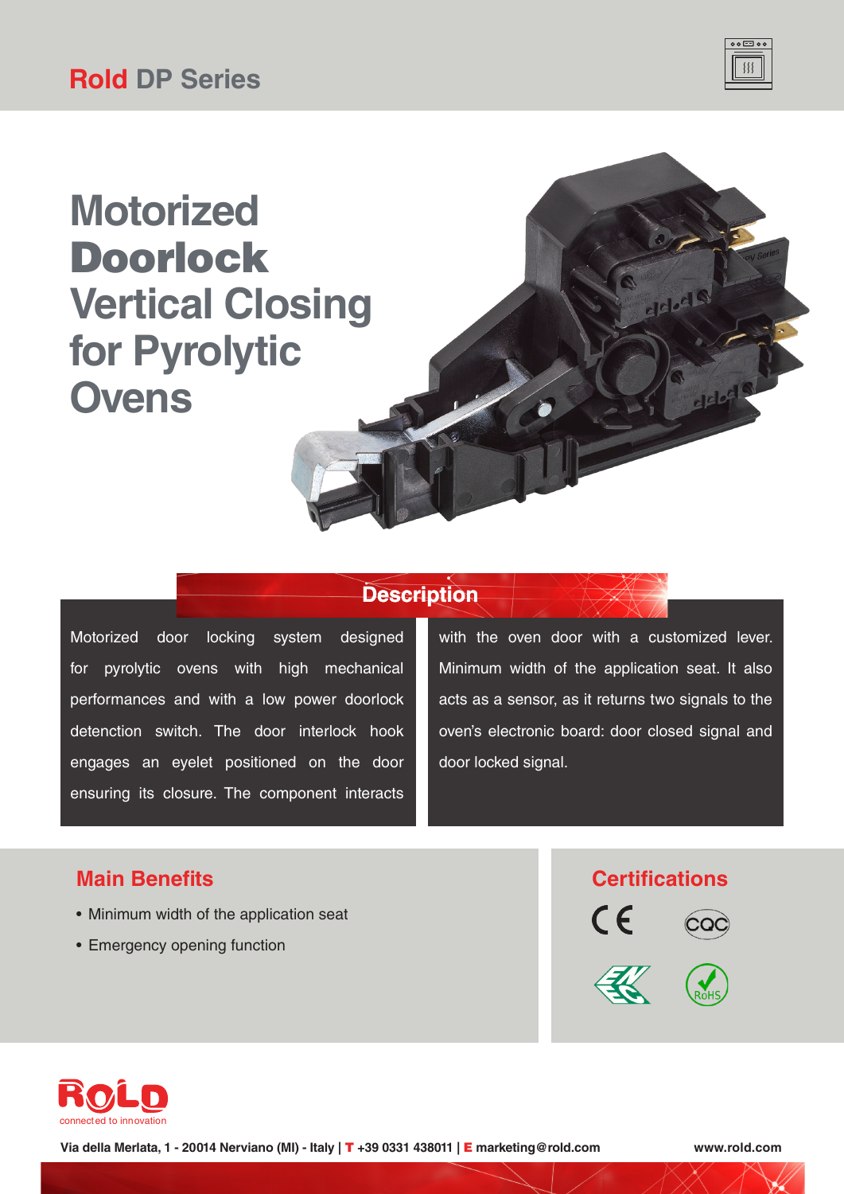# Rold DP Series

# Motorized **Doorlock** Vertical Closing for Pyrolytic Ovens

## Description

Motorized door locking system designed for pyrolytic ovens with high mechanical performances and with a low power doorlock detection switch. The door interlock hook engages an eyelet positioned on the door ensuring its closure. The component interacts with the oven door with a customized lever. Minimum width of the application seat. It also acts as a sensor, as it returns two signals to the oven's electronic board: door closed signal and door locked signal.

## Main Benefits

- Minimum width of the application seat
- Emergency opening function

## Certifications

CE, CQC, ENEC, RoHS

ROLD
connected to innovation

Via della Merlata, 1 - 20014 Nerviano (MI) - Italy | T +39 0331 438011 | E marketing@rold.com

www.rold.com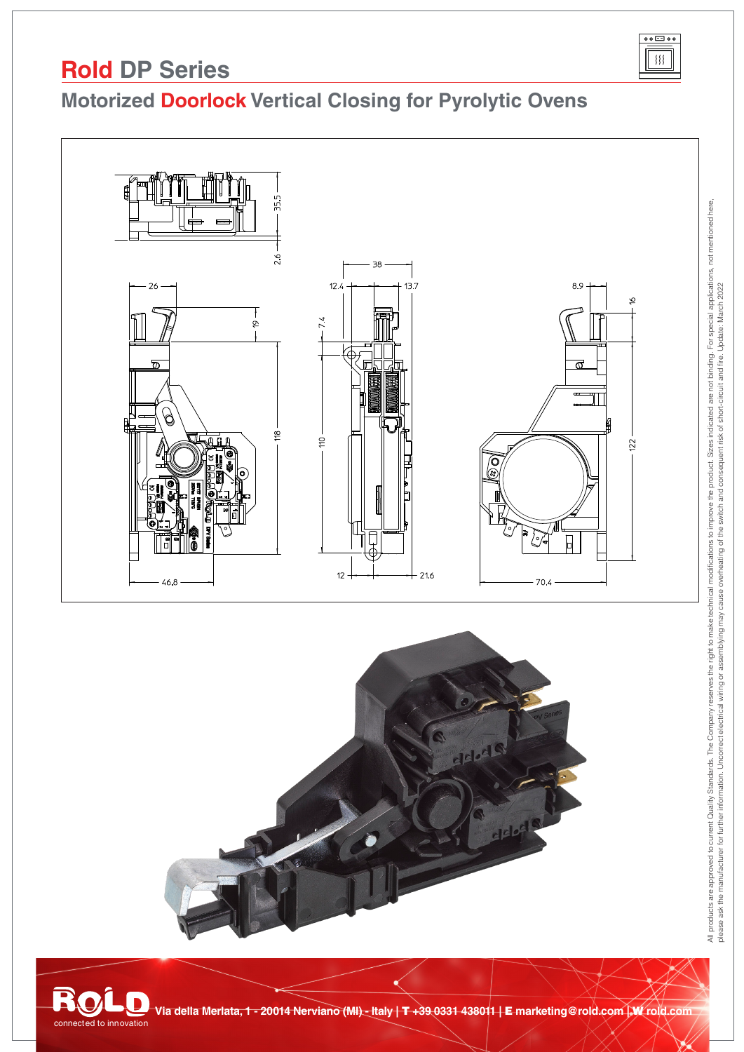# Rold DP Series

## Motorized Doorlock Vertical Closing for Pyrolytic Ovens

35.5
2.6
38
26
12.4
13.7
8.9
16
19
7.4
118
110
122
12
21.6
46.8
70.4

All products are approved to current Quality Standards. The Company reserves the right to make technical modifications to improve the product. Sizes indicated are not binding. For special applications, not mentioned here, please ask the manufacturer for further information. Uncorrect electrical wiring or assemblying may cause overheating of the switch and consequent risk of short-circuit and fire. Update: March 2022

ROLD connected to innovation Via della Merlata, 1 - 20014 Nerviano (MI) - Italy | T +39 0331 438011 | E marketing@rold.com | W rold.com